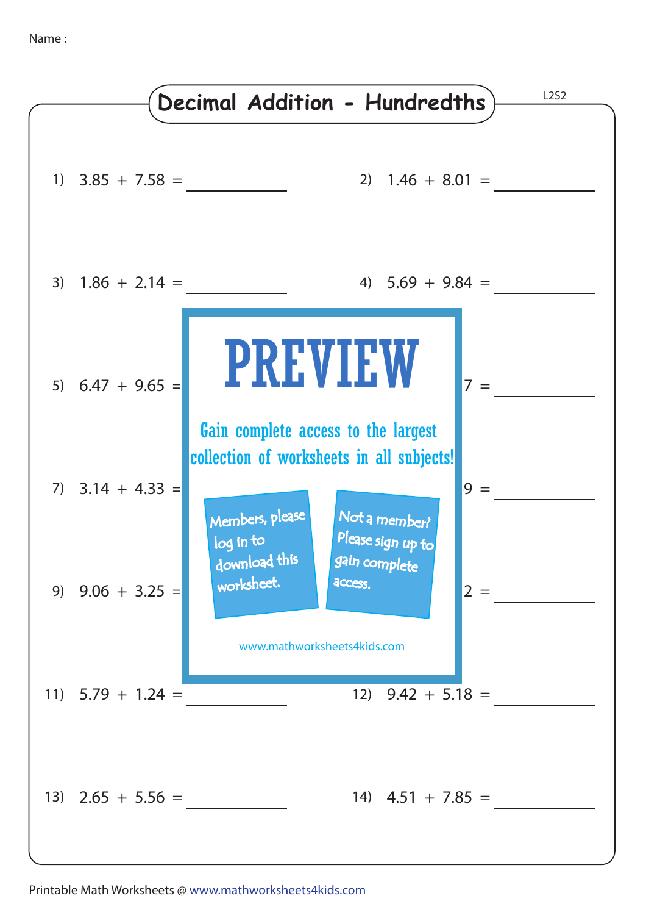Name : ____________________

# Decimal Addition - Hundredths

L2S2

1) 3.85 + 7.58 = ________

2) 1.46 + 8.01 = ________

3) 1.86 + 2.14 = ________

4) 5.69 + 9.84 = ________

5) 6.47 + 9.65 = ________

6) ...7 = ________

7) 3.14 + 4.33 = ________

8) ...9 = ________

9) 9.06 + 3.25 = ________

10) ...2 = ________

11) 5.79 + 1.24 = ________

12) 9.42 + 5.18 = ________

13) 2.65 + 5.56 = ________

14) 4.51 + 7.85 = ________

PREVIEW

Gain complete access to the largest collection of worksheets in all subjects!

Members, please log in to download this worksheet.

Not a member? Please sign up to gain complete access.

www.mathworksheets4kids.com

Printable Math Worksheets @ www.mathworksheets4kids.com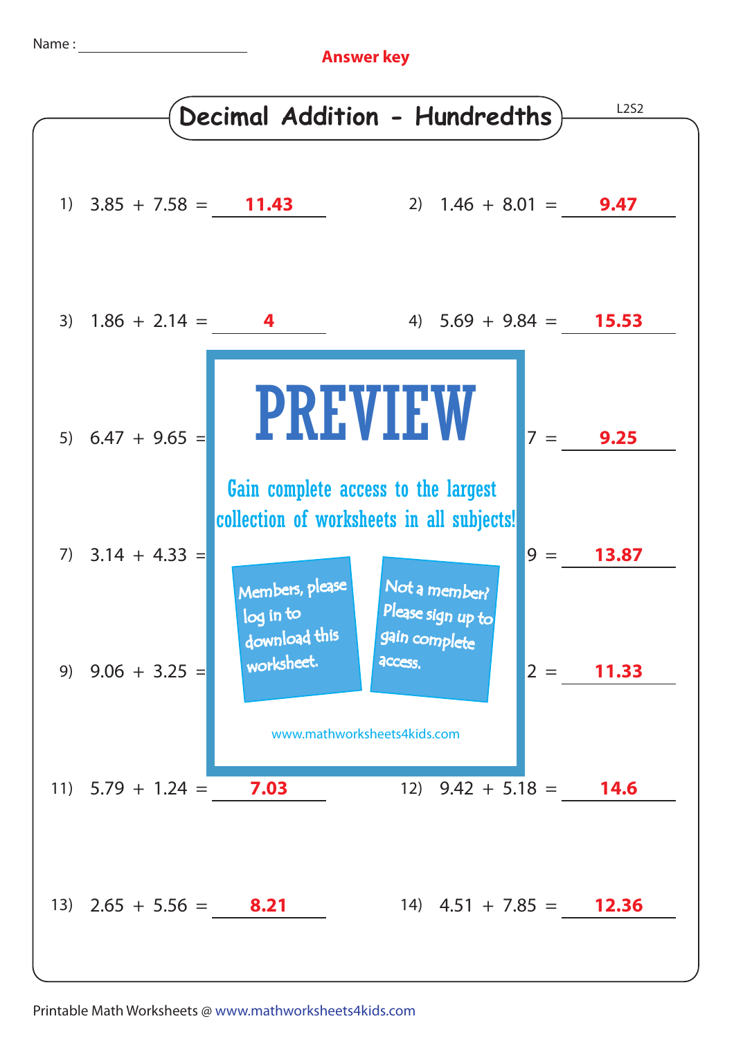Name : ____________________

**Answer key**

# Decimal Addition - Hundredths

L2S2

1) 3.85 + 7.58 = **11.43**

2) 1.46 + 8.01 = **9.47**

3) 1.86 + 2.14 = **4**

4) 5.69 + 9.84 = **15.53**

5) 6.47 + 9.65 =

7 = **9.25**

7) 3.14 + 4.33 =

9 = **13.87**

9) 9.06 + 3.25 =

2 = **11.33**

PREVIEW

Gain complete access to the largest collection of worksheets in all subjects!

Members, please log in to download this worksheet.

Not a member? Please sign up to gain complete access.

www.mathworksheets4kids.com

11) 5.79 + 1.24 = **7.03**

12) 9.42 + 5.18 = **14.6**

13) 2.65 + 5.56 = **8.21**

14) 4.51 + 7.85 = **12.36**

Printable Math Worksheets @ www.mathworksheets4kids.com